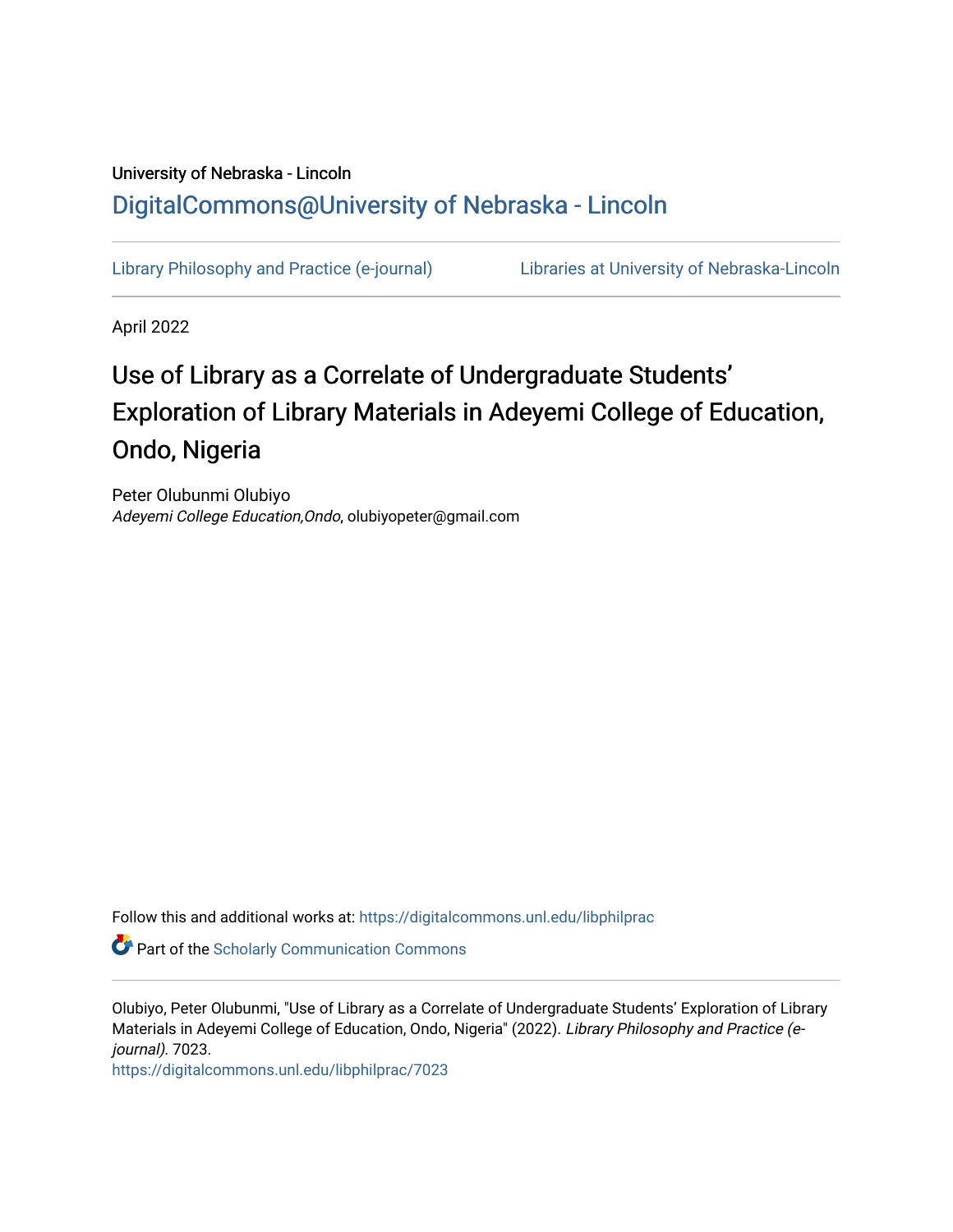University of Nebraska - Lincoln

DigitalCommons@University of Nebraska - Lincoln

Library Philosophy and Practice (e-journal)

Libraries at University of Nebraska-Lincoln

April 2022

# Use of Library as a Correlate of Undergraduate Students' Exploration of Library Materials in Adeyemi College of Education, Ondo, Nigeria

Peter Olubunmi Olubiyo
*Adeyemi College Education,Ondo*, olubiyopeter@gmail.com

Follow this and additional works at: https://digitalcommons.unl.edu/libphilprac

Part of the Scholarly Communication Commons

Olubiyo, Peter Olubunmi, "Use of Library as a Correlate of Undergraduate Students' Exploration of Library Materials in Adeyemi College of Education, Ondo, Nigeria" (2022). *Library Philosophy and Practice (e-journal)*. 7023.
https://digitalcommons.unl.edu/libphilprac/7023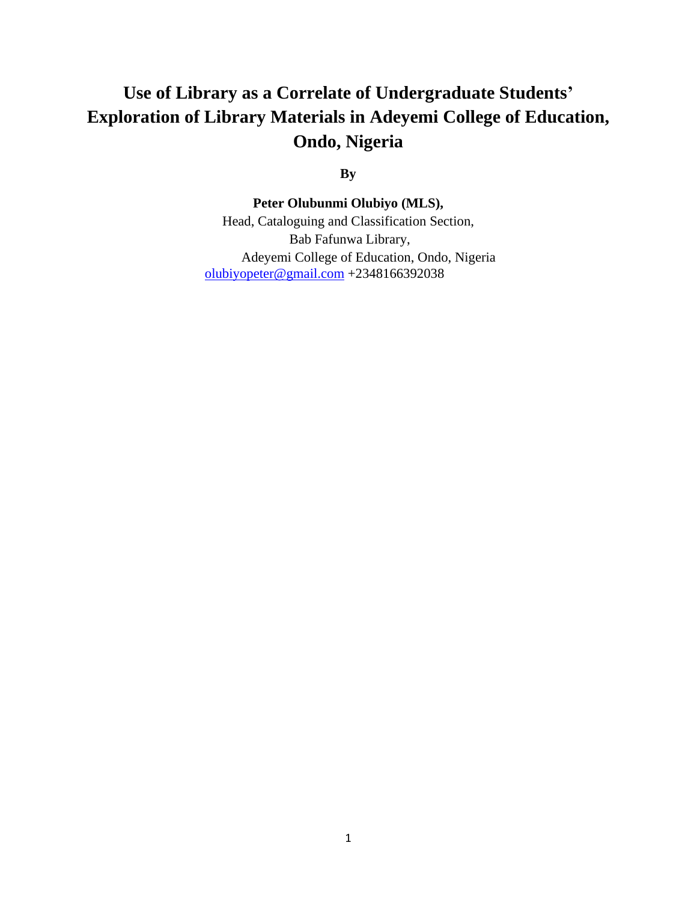# Use of Library as a Correlate of Undergraduate Students' Exploration of Library Materials in Adeyemi College of Education, Ondo, Nigeria

**By**

**Peter Olubunmi Olubiyo (MLS),**

Head, Cataloguing and Classification Section,

Bab Fafunwa Library,

Adeyemi College of Education, Ondo, Nigeria

olubiyopeter@gmail.com +2348166392038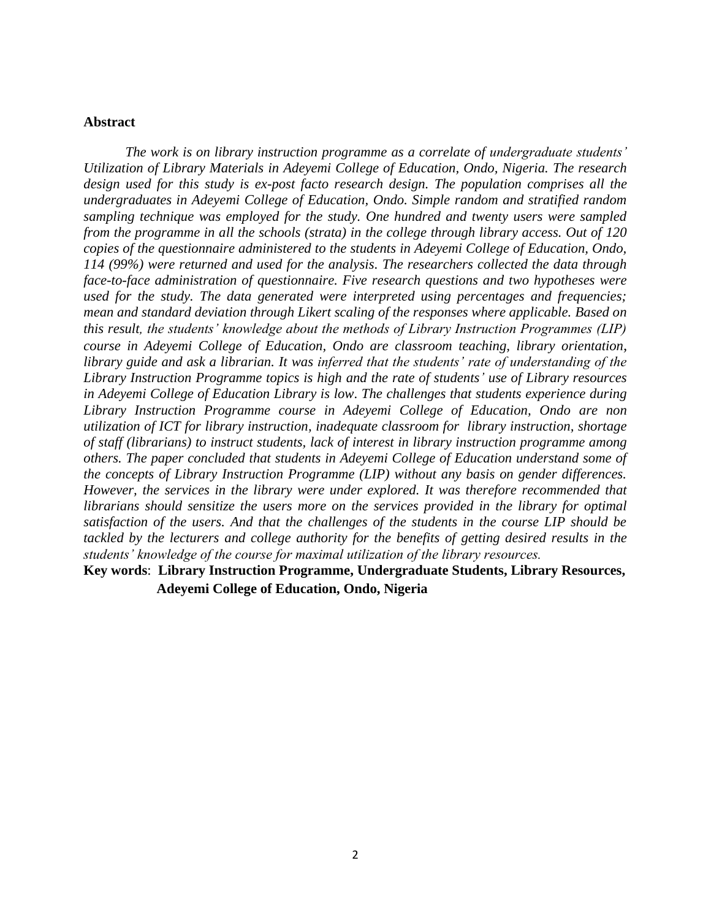**Abstract**

*The work is on library instruction programme as a correlate of undergraduate students' Utilization of Library Materials in Adeyemi College of Education, Ondo, Nigeria. The research design used for this study is ex-post facto research design. The population comprises all the undergraduates in Adeyemi College of Education, Ondo. Simple random and stratified random sampling technique was employed for the study. One hundred and twenty users were sampled from the programme in all the schools (strata) in the college through library access. Out of 120 copies of the questionnaire administered to the students in Adeyemi College of Education, Ondo, 114 (99%) were returned and used for the analysis. The researchers collected the data through face-to-face administration of questionnaire. Five research questions and two hypotheses were used for the study. The data generated were interpreted using percentages and frequencies; mean and standard deviation through Likert scaling of the responses where applicable. Based on this result, the students' knowledge about the methods of Library Instruction Programmes (LIP) course in Adeyemi College of Education, Ondo are classroom teaching, library orientation, library guide and ask a librarian. It was inferred that the students' rate of understanding of the Library Instruction Programme topics is high and the rate of students' use of Library resources in Adeyemi College of Education Library is low. The challenges that students experience during Library Instruction Programme course in Adeyemi College of Education, Ondo are non utilization of ICT for library instruction, inadequate classroom for library instruction, shortage of staff (librarians) to instruct students, lack of interest in library instruction programme among others. The paper concluded that students in Adeyemi College of Education understand some of the concepts of Library Instruction Programme (LIP) without any basis on gender differences. However, the services in the library were under explored. It was therefore recommended that librarians should sensitize the users more on the services provided in the library for optimal satisfaction of the users. And that the challenges of the students in the course LIP should be tackled by the lecturers and college authority for the benefits of getting desired results in the students' knowledge of the course for maximal utilization of the library resources.*

**Key words**: **Library Instruction Programme, Undergraduate Students, Library Resources, Adeyemi College of Education, Ondo, Nigeria**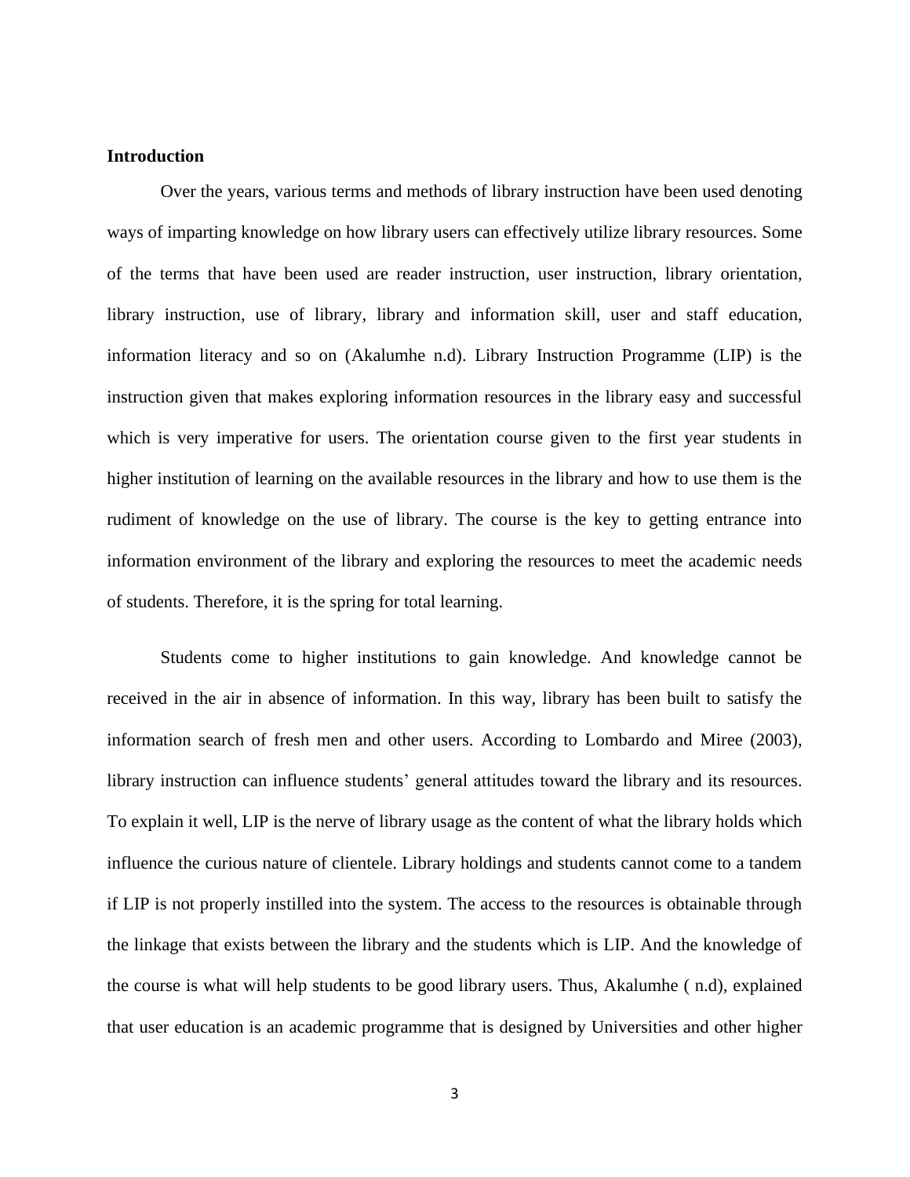**Introduction**

Over the years, various terms and methods of library instruction have been used denoting ways of imparting knowledge on how library users can effectively utilize library resources. Some of the terms that have been used are reader instruction, user instruction, library orientation, library instruction, use of library, library and information skill, user and staff education, information literacy and so on (Akalumhe n.d). Library Instruction Programme (LIP) is the instruction given that makes exploring information resources in the library easy and successful which is very imperative for users. The orientation course given to the first year students in higher institution of learning on the available resources in the library and how to use them is the rudiment of knowledge on the use of library. The course is the key to getting entrance into information environment of the library and exploring the resources to meet the academic needs of students. Therefore, it is the spring for total learning.

Students come to higher institutions to gain knowledge. And knowledge cannot be received in the air in absence of information. In this way, library has been built to satisfy the information search of fresh men and other users. According to Lombardo and Miree (2003), library instruction can influence students' general attitudes toward the library and its resources. To explain it well, LIP is the nerve of library usage as the content of what the library holds which influence the curious nature of clientele. Library holdings and students cannot come to a tandem if LIP is not properly instilled into the system. The access to the resources is obtainable through the linkage that exists between the library and the students which is LIP. And the knowledge of the course is what will help students to be good library users. Thus, Akalumhe ( n.d), explained that user education is an academic programme that is designed by Universities and other higher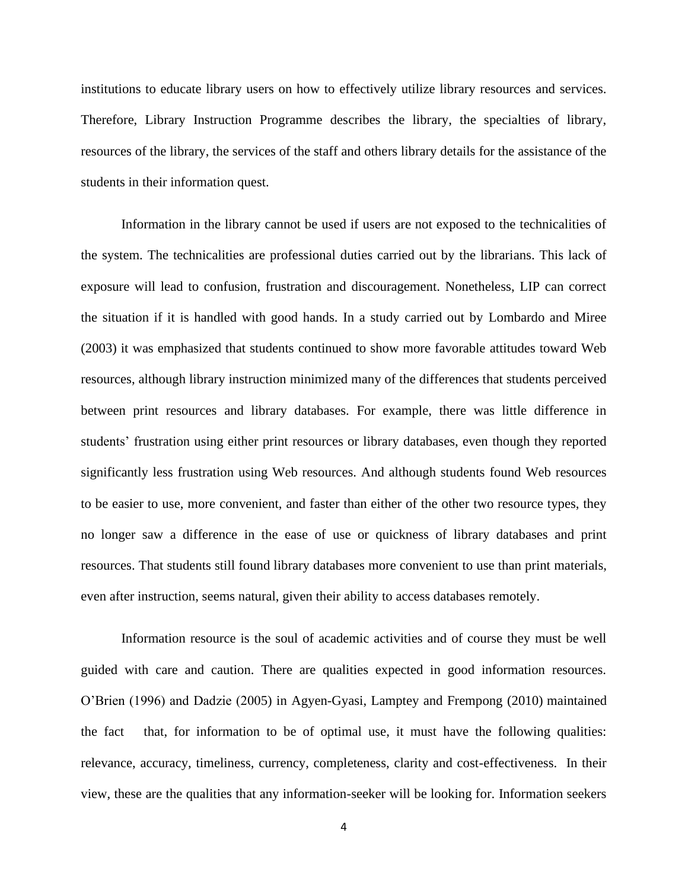institutions to educate library users on how to effectively utilize library resources and services. Therefore, Library Instruction Programme describes the library, the specialties of library, resources of the library, the services of the staff and others library details for the assistance of the students in their information quest.

Information in the library cannot be used if users are not exposed to the technicalities of the system. The technicalities are professional duties carried out by the librarians. This lack of exposure will lead to confusion, frustration and discouragement. Nonetheless, LIP can correct the situation if it is handled with good hands. In a study carried out by Lombardo and Miree (2003) it was emphasized that students continued to show more favorable attitudes toward Web resources, although library instruction minimized many of the differences that students perceived between print resources and library databases. For example, there was little difference in students' frustration using either print resources or library databases, even though they reported significantly less frustration using Web resources. And although students found Web resources to be easier to use, more convenient, and faster than either of the other two resource types, they no longer saw a difference in the ease of use or quickness of library databases and print resources. That students still found library databases more convenient to use than print materials, even after instruction, seems natural, given their ability to access databases remotely.

Information resource is the soul of academic activities and of course they must be well guided with care and caution. There are qualities expected in good information resources. O'Brien (1996) and Dadzie (2005) in Agyen-Gyasi, Lamptey and Frempong (2010) maintained the fact that, for information to be of optimal use, it must have the following qualities: relevance, accuracy, timeliness, currency, completeness, clarity and cost-effectiveness. In their view, these are the qualities that any information-seeker will be looking for. Information seekers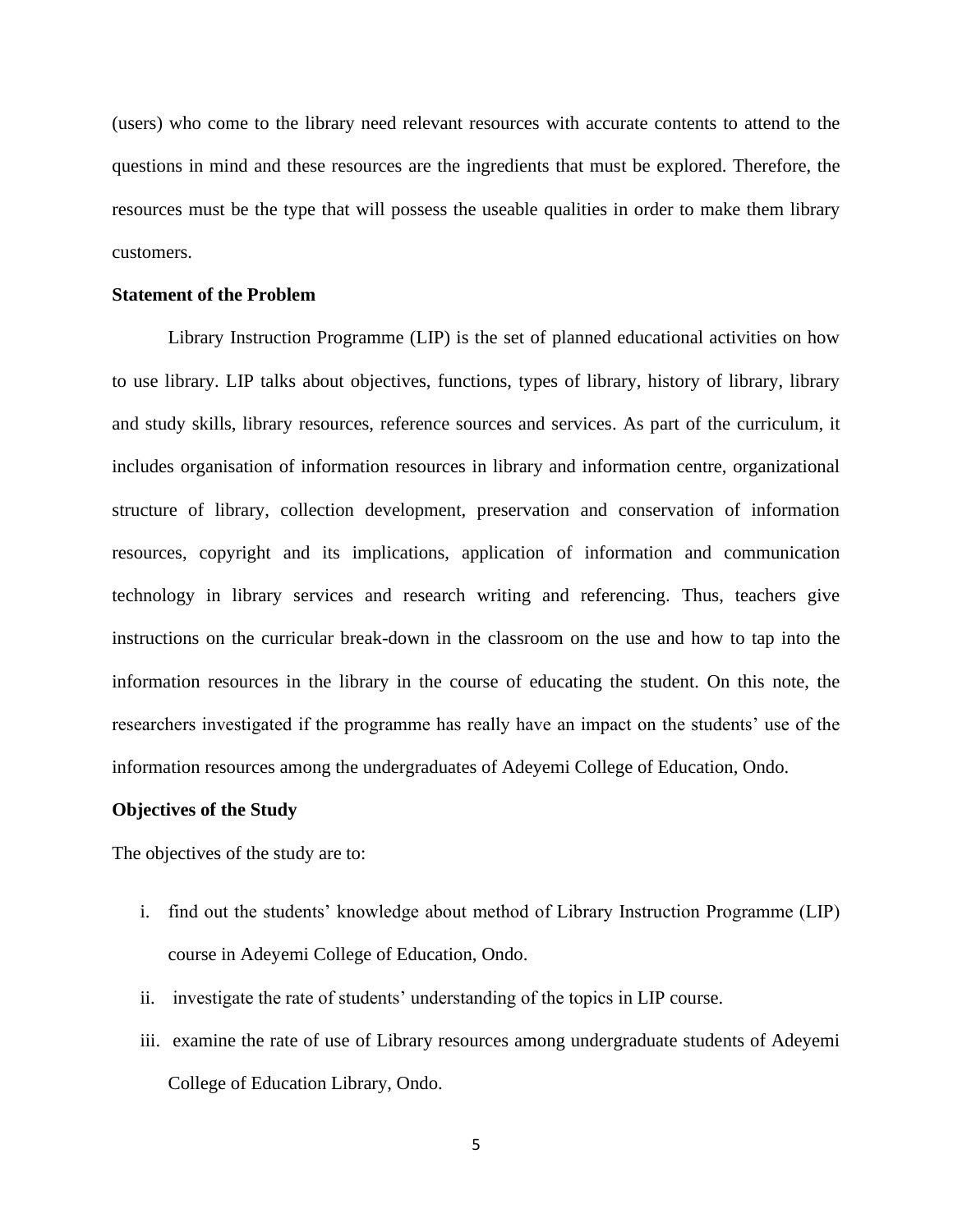(users) who come to the library need relevant resources with accurate contents to attend to the questions in mind and these resources are the ingredients that must be explored. Therefore, the resources must be the type that will possess the useable qualities in order to make them library customers.

**Statement of the Problem**

Library Instruction Programme (LIP) is the set of planned educational activities on how to use library. LIP talks about objectives, functions, types of library, history of library, library and study skills, library resources, reference sources and services. As part of the curriculum, it includes organisation of information resources in library and information centre, organizational structure of library, collection development, preservation and conservation of information resources, copyright and its implications, application of information and communication technology in library services and research writing and referencing. Thus, teachers give instructions on the curricular break-down in the classroom on the use and how to tap into the information resources in the library in the course of educating the student. On this note, the researchers investigated if the programme has really have an impact on the students' use of the information resources among the undergraduates of Adeyemi College of Education, Ondo.

**Objectives of the Study**

The objectives of the study are to:

i. find out the students' knowledge about method of Library Instruction Programme (LIP) course in Adeyemi College of Education, Ondo.

ii. investigate the rate of students' understanding of the topics in LIP course.

iii. examine the rate of use of Library resources among undergraduate students of Adeyemi College of Education Library, Ondo.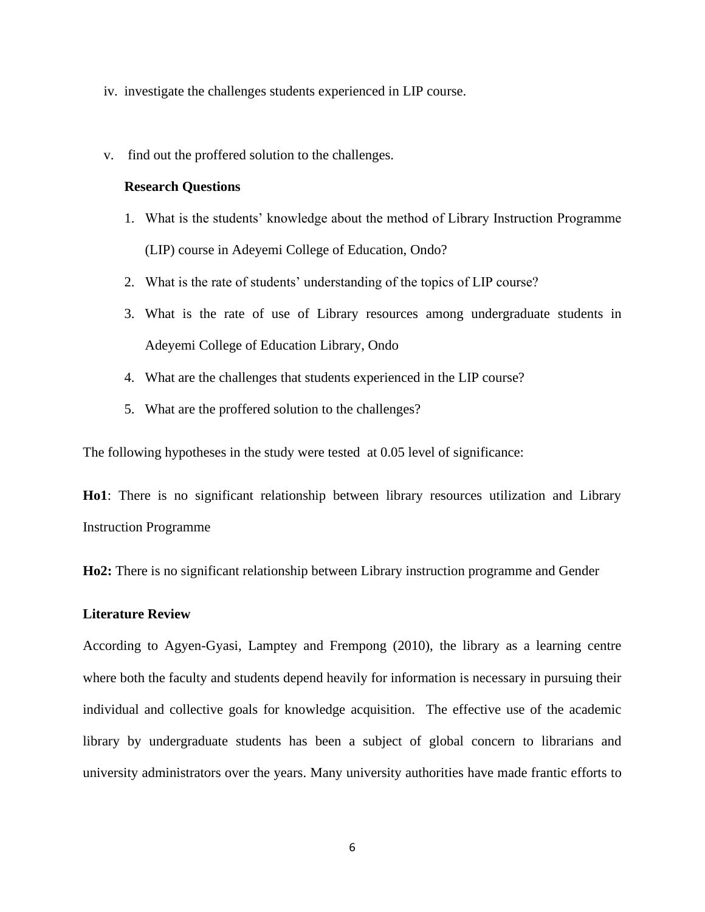iv. investigate the challenges students experienced in LIP course.

v. find out the proffered solution to the challenges.

**Research Questions**

1. What is the students' knowledge about the method of Library Instruction Programme (LIP) course in Adeyemi College of Education, Ondo?
2. What is the rate of students' understanding of the topics of LIP course?
3. What is the rate of use of Library resources among undergraduate students in Adeyemi College of Education Library, Ondo
4. What are the challenges that students experienced in the LIP course?
5. What are the proffered solution to the challenges?

The following hypotheses in the study were tested at 0.05 level of significance:

**Ho1**: There is no significant relationship between library resources utilization and Library Instruction Programme

**Ho2:** There is no significant relationship between Library instruction programme and Gender

**Literature Review**

According to Agyen-Gyasi, Lamptey and Frempong (2010), the library as a learning centre where both the faculty and students depend heavily for information is necessary in pursuing their individual and collective goals for knowledge acquisition. The effective use of the academic library by undergraduate students has been a subject of global concern to librarians and university administrators over the years. Many university authorities have made frantic efforts to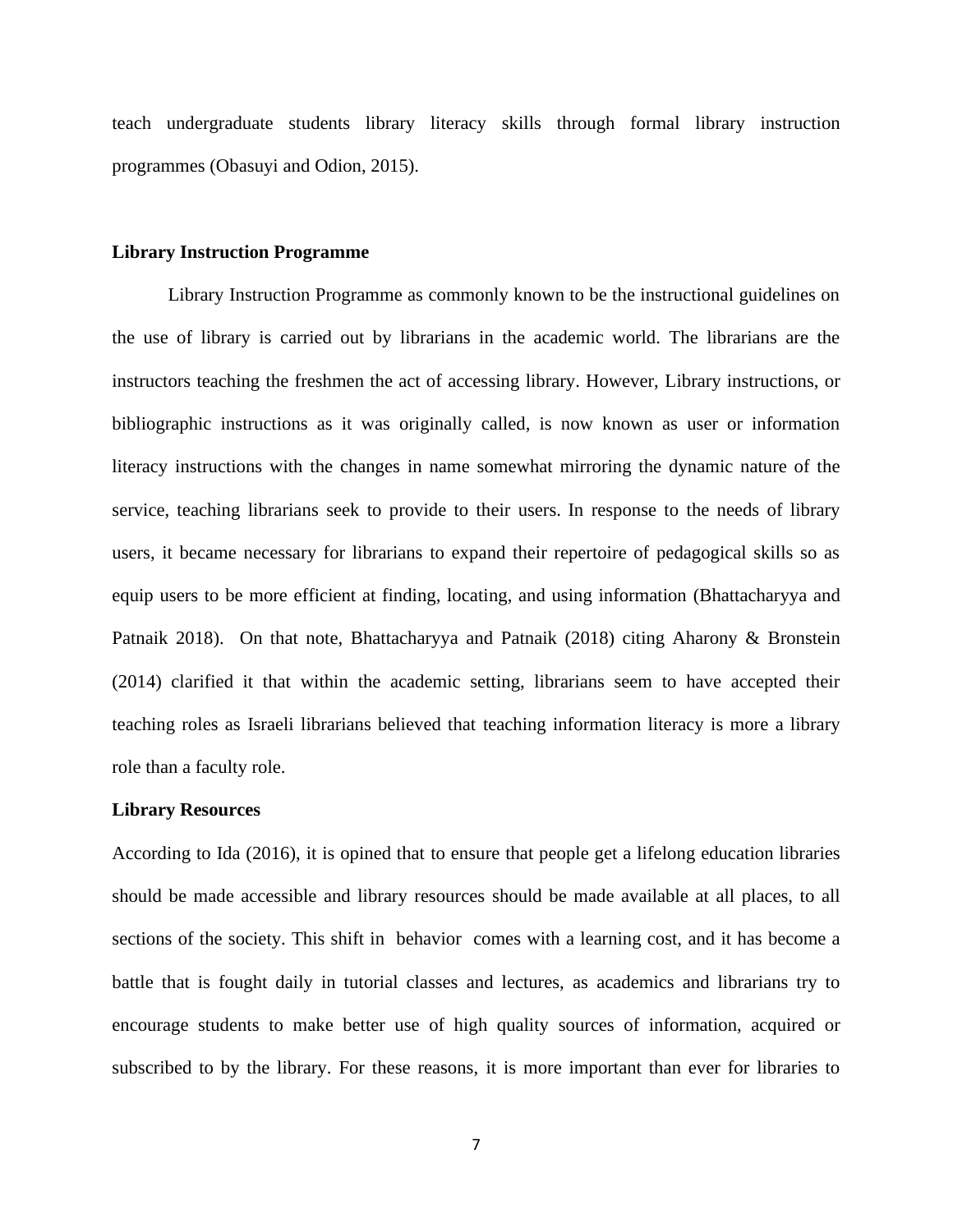teach undergraduate students library literacy skills through formal library instruction programmes (Obasuyi and Odion, 2015).

**Library Instruction Programme**

Library Instruction Programme as commonly known to be the instructional guidelines on the use of library is carried out by librarians in the academic world. The librarians are the instructors teaching the freshmen the act of accessing library. However, Library instructions, or bibliographic instructions as it was originally called, is now known as user or information literacy instructions with the changes in name somewhat mirroring the dynamic nature of the service, teaching librarians seek to provide to their users. In response to the needs of library users, it became necessary for librarians to expand their repertoire of pedagogical skills so as equip users to be more efficient at finding, locating, and using information (Bhattacharyya and Patnaik 2018). On that note, Bhattacharyya and Patnaik (2018) citing Aharony & Bronstein (2014) clarified it that within the academic setting, librarians seem to have accepted their teaching roles as Israeli librarians believed that teaching information literacy is more a library role than a faculty role.

**Library Resources**

According to Ida (2016), it is opined that to ensure that people get a lifelong education libraries should be made accessible and library resources should be made available at all places, to all sections of the society. This shift in behavior comes with a learning cost, and it has become a battle that is fought daily in tutorial classes and lectures, as academics and librarians try to encourage students to make better use of high quality sources of information, acquired or subscribed to by the library. For these reasons, it is more important than ever for libraries to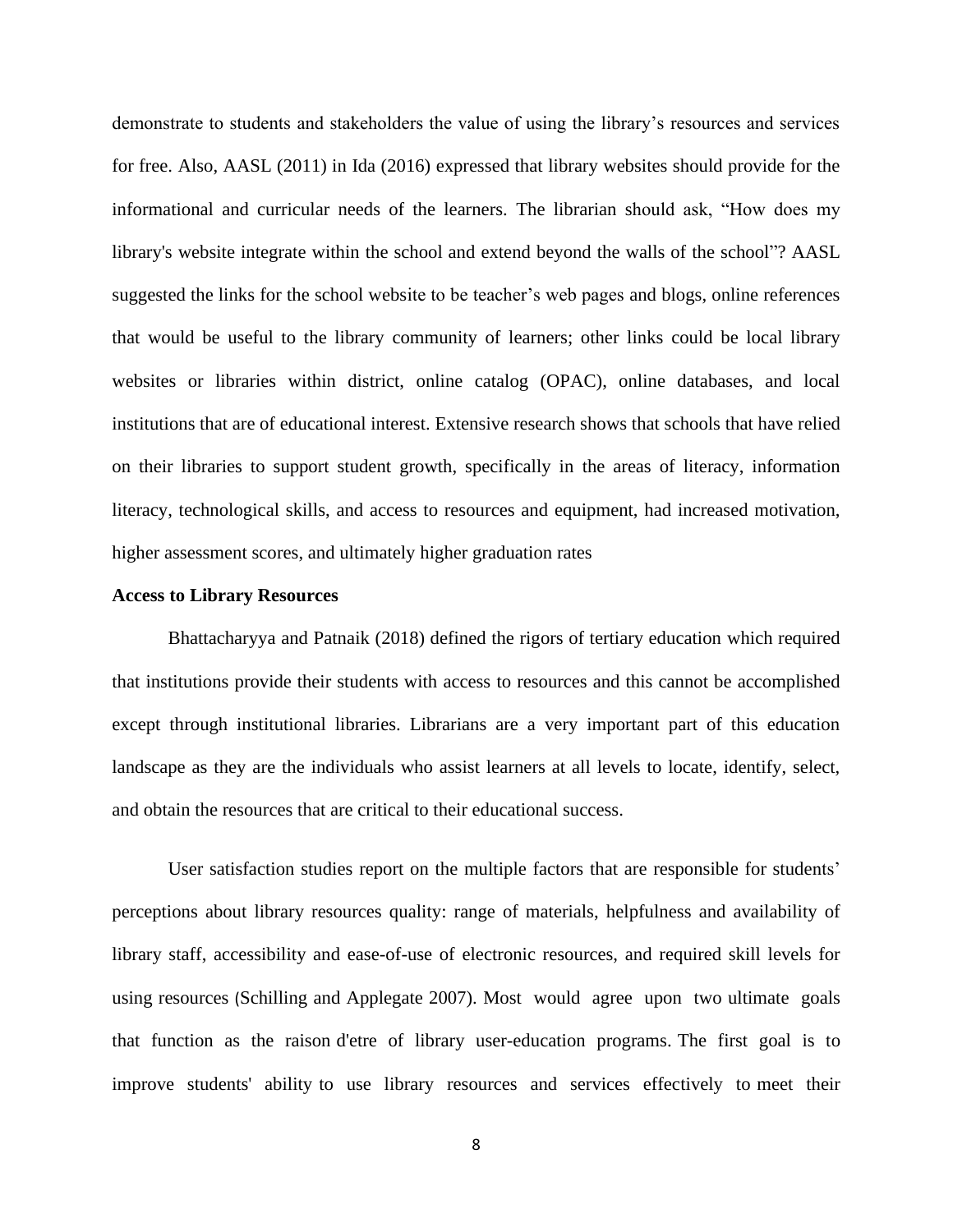demonstrate to students and stakeholders the value of using the library's resources and services for free. Also, AASL (2011) in Ida (2016) expressed that library websites should provide for the informational and curricular needs of the learners. The librarian should ask, "How does my library's website integrate within the school and extend beyond the walls of the school"? AASL suggested the links for the school website to be teacher's web pages and blogs, online references that would be useful to the library community of learners; other links could be local library websites or libraries within district, online catalog (OPAC), online databases, and local institutions that are of educational interest. Extensive research shows that schools that have relied on their libraries to support student growth, specifically in the areas of literacy, information literacy, technological skills, and access to resources and equipment, had increased motivation, higher assessment scores, and ultimately higher graduation rates

**Access to Library Resources**

Bhattacharyya and Patnaik (2018) defined the rigors of tertiary education which required that institutions provide their students with access to resources and this cannot be accomplished except through institutional libraries. Librarians are a very important part of this education landscape as they are the individuals who assist learners at all levels to locate, identify, select, and obtain the resources that are critical to their educational success.

User satisfaction studies report on the multiple factors that are responsible for students' perceptions about library resources quality: range of materials, helpfulness and availability of library staff, accessibility and ease-of-use of electronic resources, and required skill levels for using resources (Schilling and Applegate 2007). Most would agree upon two ultimate goals that function as the raison d'etre of library user-education programs. The first goal is to improve students' ability to use library resources and services effectively to meet their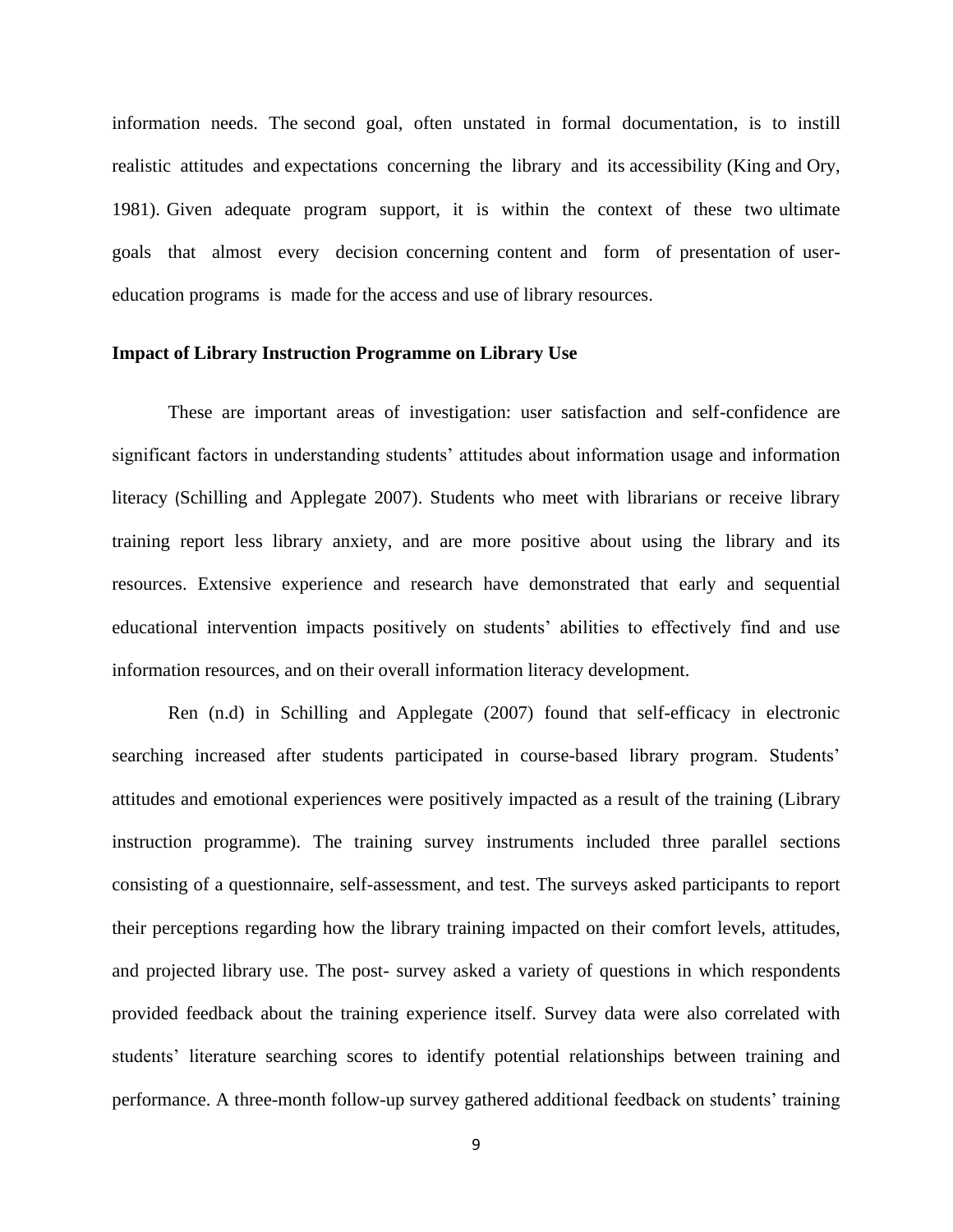information needs. The second goal, often unstated in formal documentation, is to instill realistic attitudes and expectations concerning the library and its accessibility (King and Ory, 1981). Given adequate program support, it is within the context of these two ultimate goals that almost every decision concerning content and form of presentation of user-education programs is made for the access and use of library resources.

**Impact of Library Instruction Programme on Library Use**

These are important areas of investigation: user satisfaction and self-confidence are significant factors in understanding students' attitudes about information usage and information literacy (Schilling and Applegate 2007). Students who meet with librarians or receive library training report less library anxiety, and are more positive about using the library and its resources. Extensive experience and research have demonstrated that early and sequential educational intervention impacts positively on students' abilities to effectively find and use information resources, and on their overall information literacy development.

Ren (n.d) in Schilling and Applegate (2007) found that self-efficacy in electronic searching increased after students participated in course-based library program. Students' attitudes and emotional experiences were positively impacted as a result of the training (Library instruction programme). The training survey instruments included three parallel sections consisting of a questionnaire, self-assessment, and test. The surveys asked participants to report their perceptions regarding how the library training impacted on their comfort levels, attitudes, and projected library use. The post- survey asked a variety of questions in which respondents provided feedback about the training experience itself. Survey data were also correlated with students' literature searching scores to identify potential relationships between training and performance. A three-month follow-up survey gathered additional feedback on students' training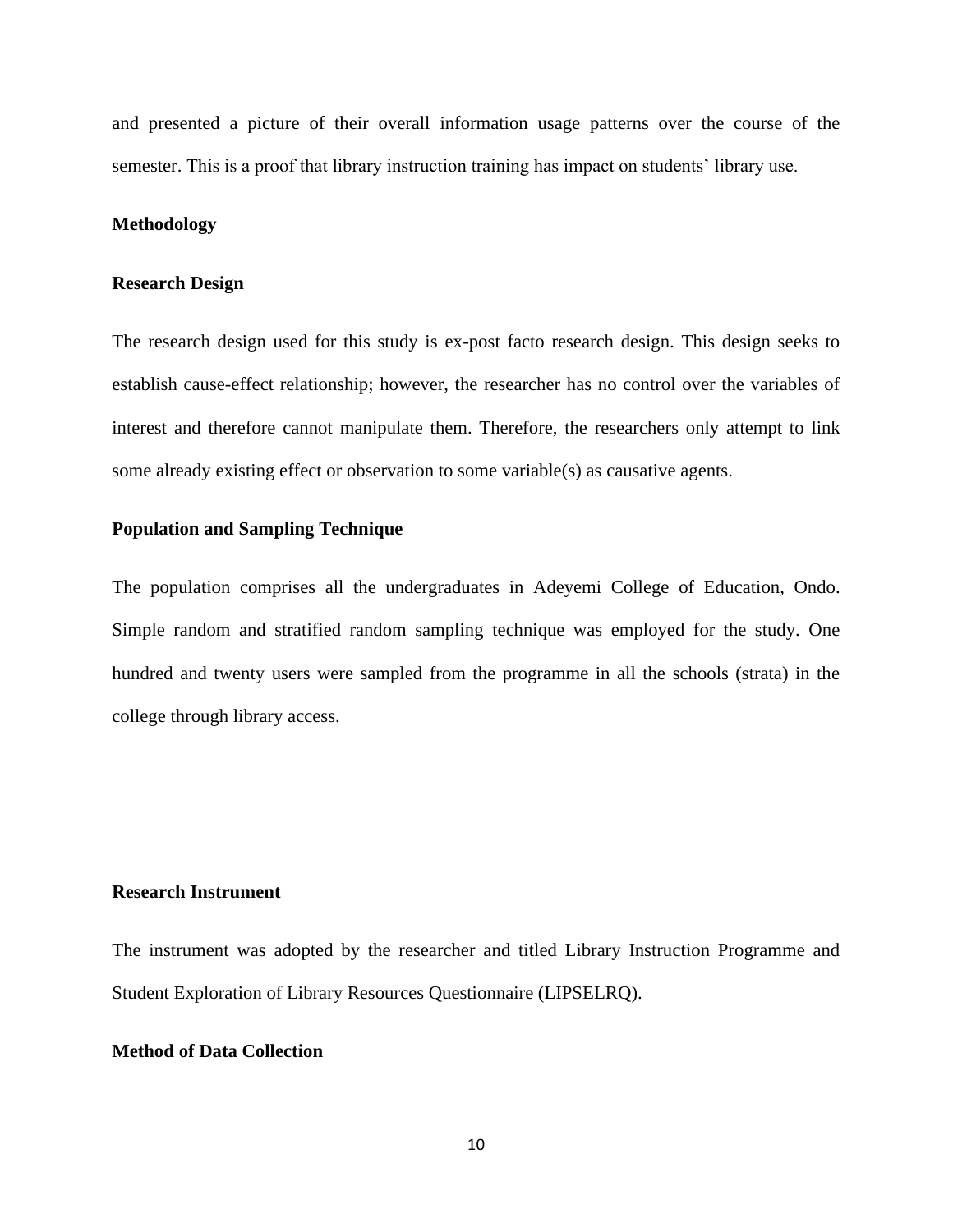and presented a picture of their overall information usage patterns over the course of the semester. This is a proof that library instruction training has impact on students' library use.

## Methodology

### Research Design

The research design used for this study is ex-post facto research design. This design seeks to establish cause-effect relationship; however, the researcher has no control over the variables of interest and therefore cannot manipulate them. Therefore, the researchers only attempt to link some already existing effect or observation to some variable(s) as causative agents.

### Population and Sampling Technique

The population comprises all the undergraduates in Adeyemi College of Education, Ondo. Simple random and stratified random sampling technique was employed for the study. One hundred and twenty users were sampled from the programme in all the schools (strata) in the college through library access.

### Research Instrument

The instrument was adopted by the researcher and titled Library Instruction Programme and Student Exploration of Library Resources Questionnaire (LIPSELRQ).

### Method of Data Collection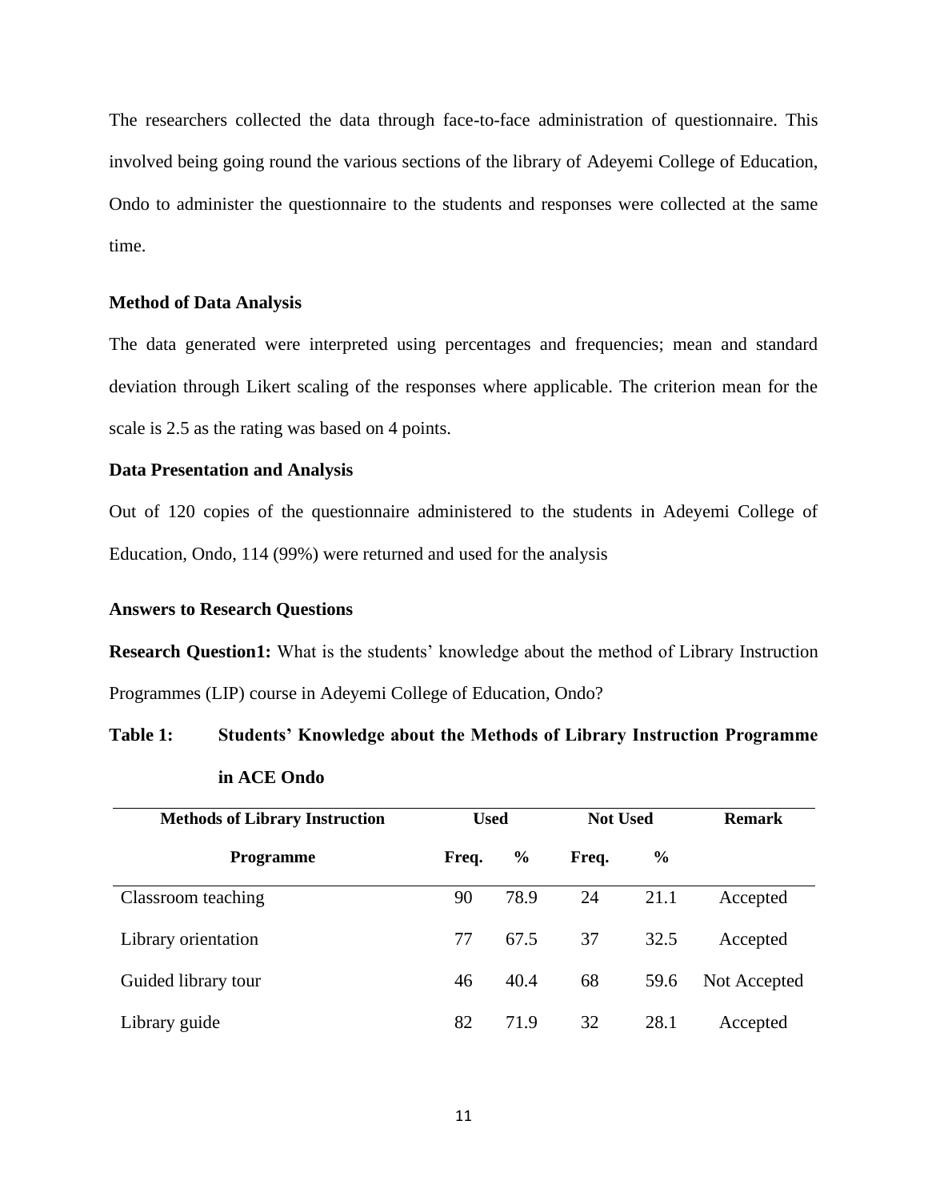The researchers collected the data through face-to-face administration of questionnaire. This involved being going round the various sections of the library of Adeyemi College of Education, Ondo to administer the questionnaire to the students and responses were collected at the same time.

**Method of Data Analysis**

The data generated were interpreted using percentages and frequencies; mean and standard deviation through Likert scaling of the responses where applicable. The criterion mean for the scale is 2.5 as the rating was based on 4 points.

**Data Presentation and Analysis**

Out of 120 copies of the questionnaire administered to the students in Adeyemi College of Education, Ondo, 114 (99%) were returned and used for the analysis

**Answers to Research Questions**

**Research Question1:** What is the students' knowledge about the method of Library Instruction Programmes (LIP) course in Adeyemi College of Education, Ondo?

**Table 1: Students' Knowledge about the Methods of Library Instruction Programme in ACE Ondo**

| Methods of Library Instruction Programme | Used | | Not Used | | Remark |
|---|---|---|---|---|---|
| | Freq. | % | Freq. | % | |
| Classroom teaching | 90 | 78.9 | 24 | 21.1 | Accepted |
| Library orientation | 77 | 67.5 | 37 | 32.5 | Accepted |
| Guided library tour | 46 | 40.4 | 68 | 59.6 | Not Accepted |
| Library guide | 82 | 71.9 | 32 | 28.1 | Accepted |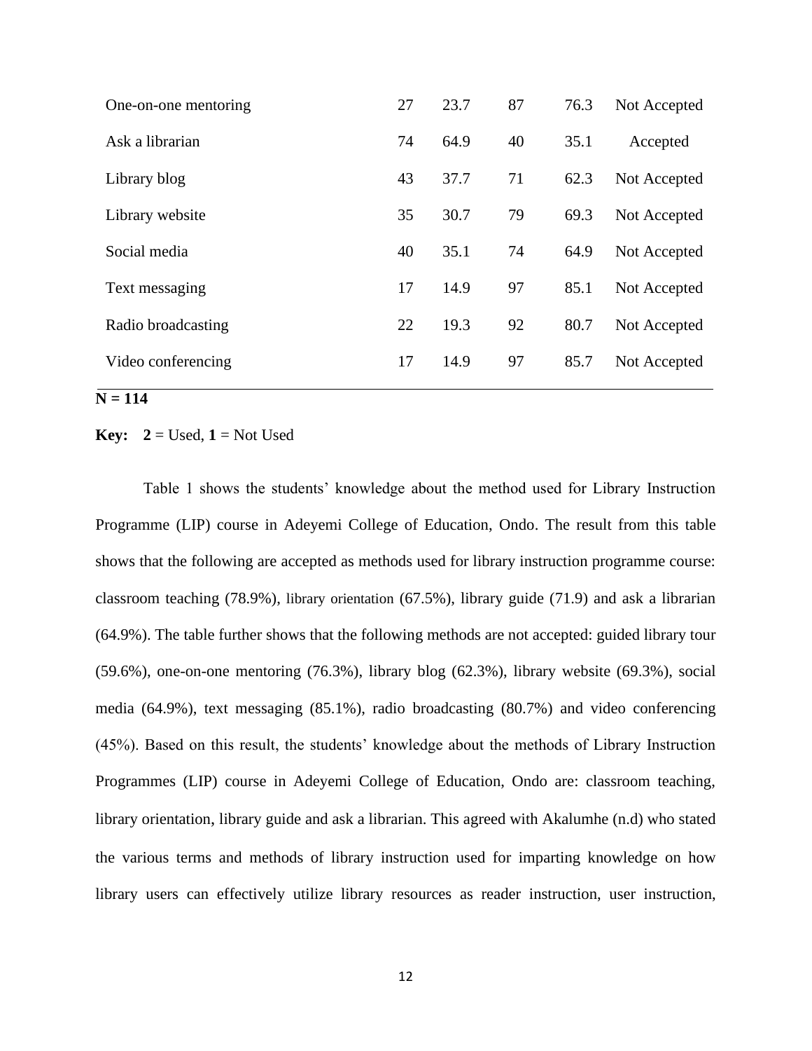| | | | | | |
|---|---|---|---|---|---|
| One-on-one mentoring | 27 | 23.7 | 87 | 76.3 | Not Accepted |
| Ask a librarian | 74 | 64.9 | 40 | 35.1 | Accepted |
| Library blog | 43 | 37.7 | 71 | 62.3 | Not Accepted |
| Library website | 35 | 30.7 | 79 | 69.3 | Not Accepted |
| Social media | 40 | 35.1 | 74 | 64.9 | Not Accepted |
| Text messaging | 17 | 14.9 | 97 | 85.1 | Not Accepted |
| Radio broadcasting | 22 | 19.3 | 92 | 80.7 | Not Accepted |
| Video conferencing | 17 | 14.9 | 97 | 85.7 | Not Accepted |

**N = 114**

**Key: 2** = Used, **1** = Not Used

Table 1 shows the students' knowledge about the method used for Library Instruction Programme (LIP) course in Adeyemi College of Education, Ondo. The result from this table shows that the following are accepted as methods used for library instruction programme course: classroom teaching (78.9%), library orientation (67.5%), library guide (71.9) and ask a librarian (64.9%). The table further shows that the following methods are not accepted: guided library tour (59.6%), one-on-one mentoring (76.3%), library blog (62.3%), library website (69.3%), social media (64.9%), text messaging (85.1%), radio broadcasting (80.7%) and video conferencing (45%). Based on this result, the students' knowledge about the methods of Library Instruction Programmes (LIP) course in Adeyemi College of Education, Ondo are: classroom teaching, library orientation, library guide and ask a librarian. This agreed with Akalumhe (n.d) who stated the various terms and methods of library instruction used for imparting knowledge on how library users can effectively utilize library resources as reader instruction, user instruction,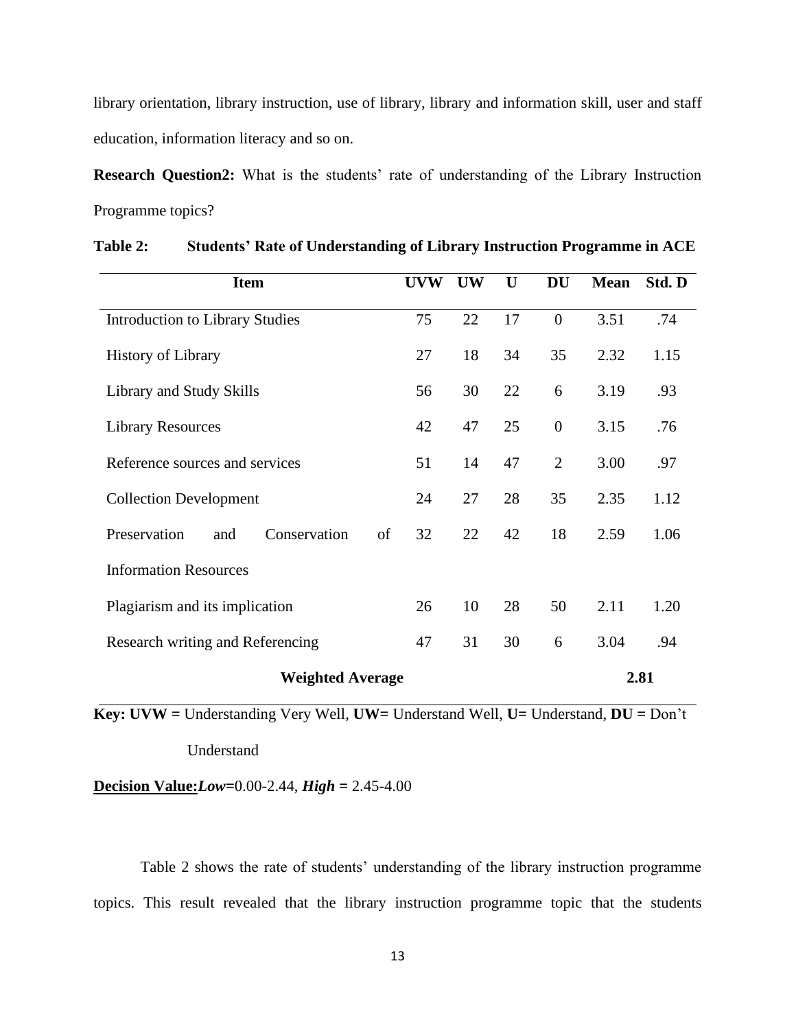library orientation, library instruction, use of library, library and information skill, user and staff education, information literacy and so on.

**Research Question2:** What is the students' rate of understanding of the Library Instruction Programme topics?

**Table 2: Students' Rate of Understanding of Library Instruction Programme in ACE**

| Item | UVW | UW | U | DU | Mean | Std. D |
|---|---|---|---|---|---|---|
| Introduction to Library Studies | 75 | 22 | 17 | 0 | 3.51 | .74 |
| History of Library | 27 | 18 | 34 | 35 | 2.32 | 1.15 |
| Library and Study Skills | 56 | 30 | 22 | 6 | 3.19 | .93 |
| Library Resources | 42 | 47 | 25 | 0 | 3.15 | .76 |
| Reference sources and services | 51 | 14 | 47 | 2 | 3.00 | .97 |
| Collection Development | 24 | 27 | 28 | 35 | 2.35 | 1.12 |
| Preservation and Conservation of Information Resources | 32 | 22 | 42 | 18 | 2.59 | 1.06 |
| Plagiarism and its implication | 26 | 10 | 28 | 50 | 2.11 | 1.20 |
| Research writing and Referencing | 47 | 31 | 30 | 6 | 3.04 | .94 |
| **Weighted Average** | | | | | **2.81** | |

**Key: UVW =** Understanding Very Well, **UW=** Understand Well, **U=** Understand, **DU =** Don't Understand

**<u>Decision Value:</u>*Low***=0.00-2.44, ***High* =** 2.45-4.00

Table 2 shows the rate of students' understanding of the library instruction programme topics. This result revealed that the library instruction programme topic that the students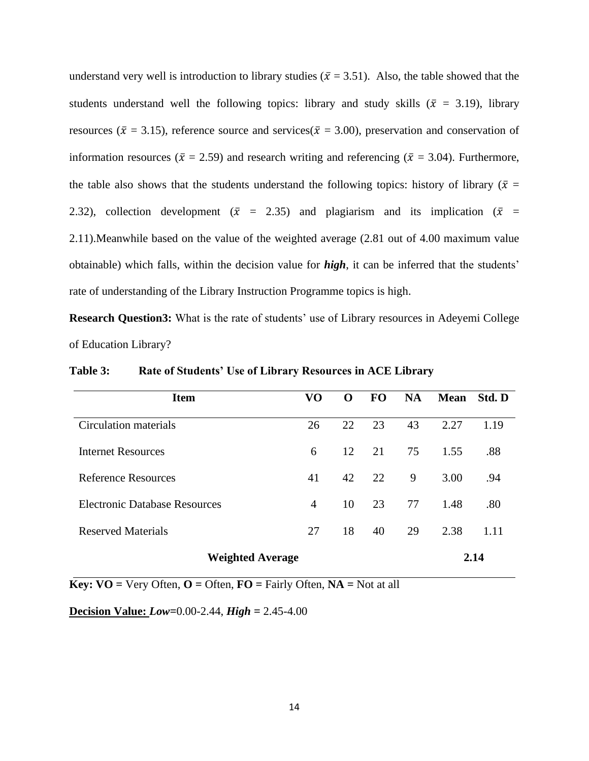understand very well is introduction to library studies ($\bar{x}$ = 3.51). Also, the table showed that the students understand well the following topics: library and study skills ($\bar{x}$ = 3.19), library resources ($\bar{x}$ = 3.15), reference source and services($\bar{x}$ = 3.00), preservation and conservation of information resources ($\bar{x}$ = 2.59) and research writing and referencing ($\bar{x}$ = 3.04). Furthermore, the table also shows that the students understand the following topics: history of library ($\bar{x}$ = 2.32), collection development ($\bar{x}$ = 2.35) and plagiarism and its implication ($\bar{x}$ = 2.11).Meanwhile based on the value of the weighted average (2.81 out of 4.00 maximum value obtainable) which falls, within the decision value for ***high***, it can be inferred that the students' rate of understanding of the Library Instruction Programme topics is high.

**Research Question3:** What is the rate of students' use of Library resources in Adeyemi College of Education Library?

**Table 3: Rate of Students' Use of Library Resources in ACE Library**

| Item | VO | O | FO | NA | Mean | Std. D |
|---|---|---|---|---|---|---|
| Circulation materials | 26 | 22 | 23 | 43 | 2.27 | 1.19 |
| Internet Resources | 6 | 12 | 21 | 75 | 1.55 | .88 |
| Reference Resources | 41 | 42 | 22 | 9 | 3.00 | .94 |
| Electronic Database Resources | 4 | 10 | 23 | 77 | 1.48 | .80 |
| Reserved Materials | 27 | 18 | 40 | 29 | 2.38 | 1.11 |
| **Weighted Average** | | | | | **2.14** | |

**Key: VO =** Very Often, **O =** Often, **FO =** Fairly Often, **NA =** Not at all

**Decision Value:** ***Low***=0.00-2.44, ***High*** = 2.45-4.00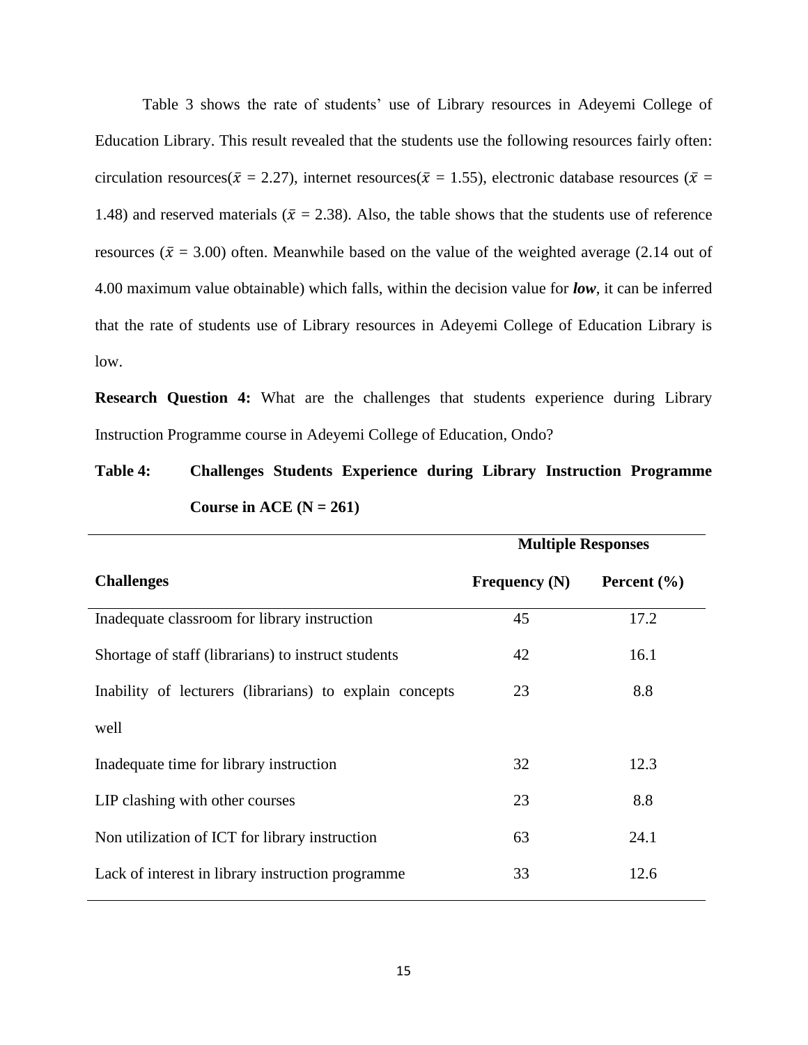Table 3 shows the rate of students' use of Library resources in Adeyemi College of Education Library. This result revealed that the students use the following resources fairly often: circulation resources($\bar{x}$ = 2.27), internet resources($\bar{x}$ = 1.55), electronic database resources ($\bar{x}$ = 1.48) and reserved materials ($\bar{x}$ = 2.38). Also, the table shows that the students use of reference resources ($\bar{x}$ = 3.00) often. Meanwhile based on the value of the weighted average (2.14 out of 4.00 maximum value obtainable) which falls, within the decision value for ***low***, it can be inferred that the rate of students use of Library resources in Adeyemi College of Education Library is low.

**Research Question 4:** What are the challenges that students experience during Library Instruction Programme course in Adeyemi College of Education, Ondo?

**Table 4: Challenges Students Experience during Library Instruction Programme Course in ACE (N = 261)**

| Challenges | Multiple Responses | |
|---|---|---|
| | **Frequency (N)** | **Percent (%)** |
| Inadequate classroom for library instruction | 45 | 17.2 |
| Shortage of staff (librarians) to instruct students | 42 | 16.1 |
| Inability of lecturers (librarians) to explain concepts well | 23 | 8.8 |
| Inadequate time for library instruction | 32 | 12.3 |
| LIP clashing with other courses | 23 | 8.8 |
| Non utilization of ICT for library instruction | 63 | 24.1 |
| Lack of interest in library instruction programme | 33 | 12.6 |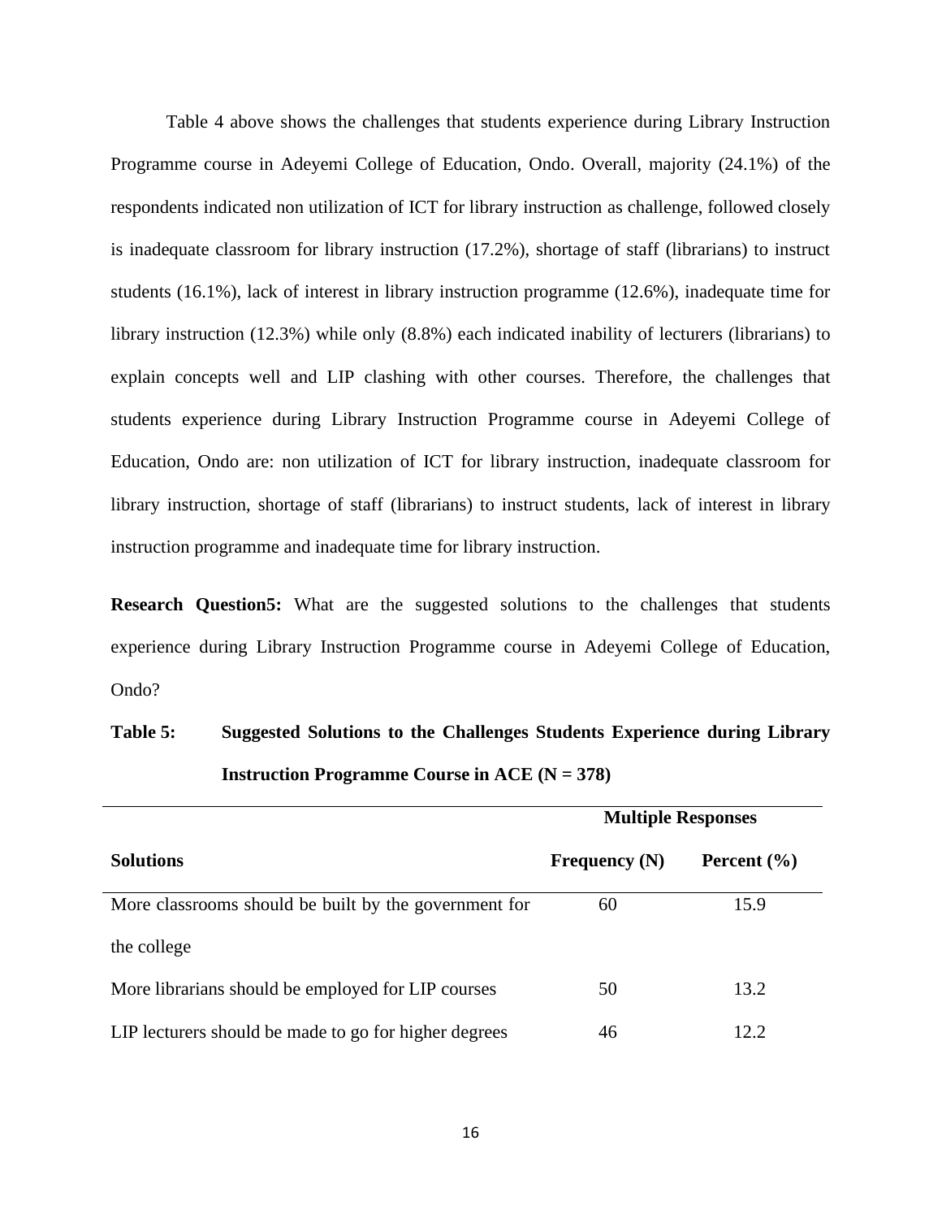Table 4 above shows the challenges that students experience during Library Instruction Programme course in Adeyemi College of Education, Ondo. Overall, majority (24.1%) of the respondents indicated non utilization of ICT for library instruction as challenge, followed closely is inadequate classroom for library instruction (17.2%), shortage of staff (librarians) to instruct students (16.1%), lack of interest in library instruction programme (12.6%), inadequate time for library instruction (12.3%) while only (8.8%) each indicated inability of lecturers (librarians) to explain concepts well and LIP clashing with other courses. Therefore, the challenges that students experience during Library Instruction Programme course in Adeyemi College of Education, Ondo are: non utilization of ICT for library instruction, inadequate classroom for library instruction, shortage of staff (librarians) to instruct students, lack of interest in library instruction programme and inadequate time for library instruction.

**Research Question5:** What are the suggested solutions to the challenges that students experience during Library Instruction Programme course in Adeyemi College of Education, Ondo?

**Table 5: Suggested Solutions to the Challenges Students Experience during Library Instruction Programme Course in ACE (N = 378)**

| | Multiple Responses | |
|---|---|---|
| **Solutions** | **Frequency (N)** | **Percent (%)** |
| More classrooms should be built by the government for the college | 60 | 15.9 |
| More librarians should be employed for LIP courses | 50 | 13.2 |
| LIP lecturers should be made to go for higher degrees | 46 | 12.2 |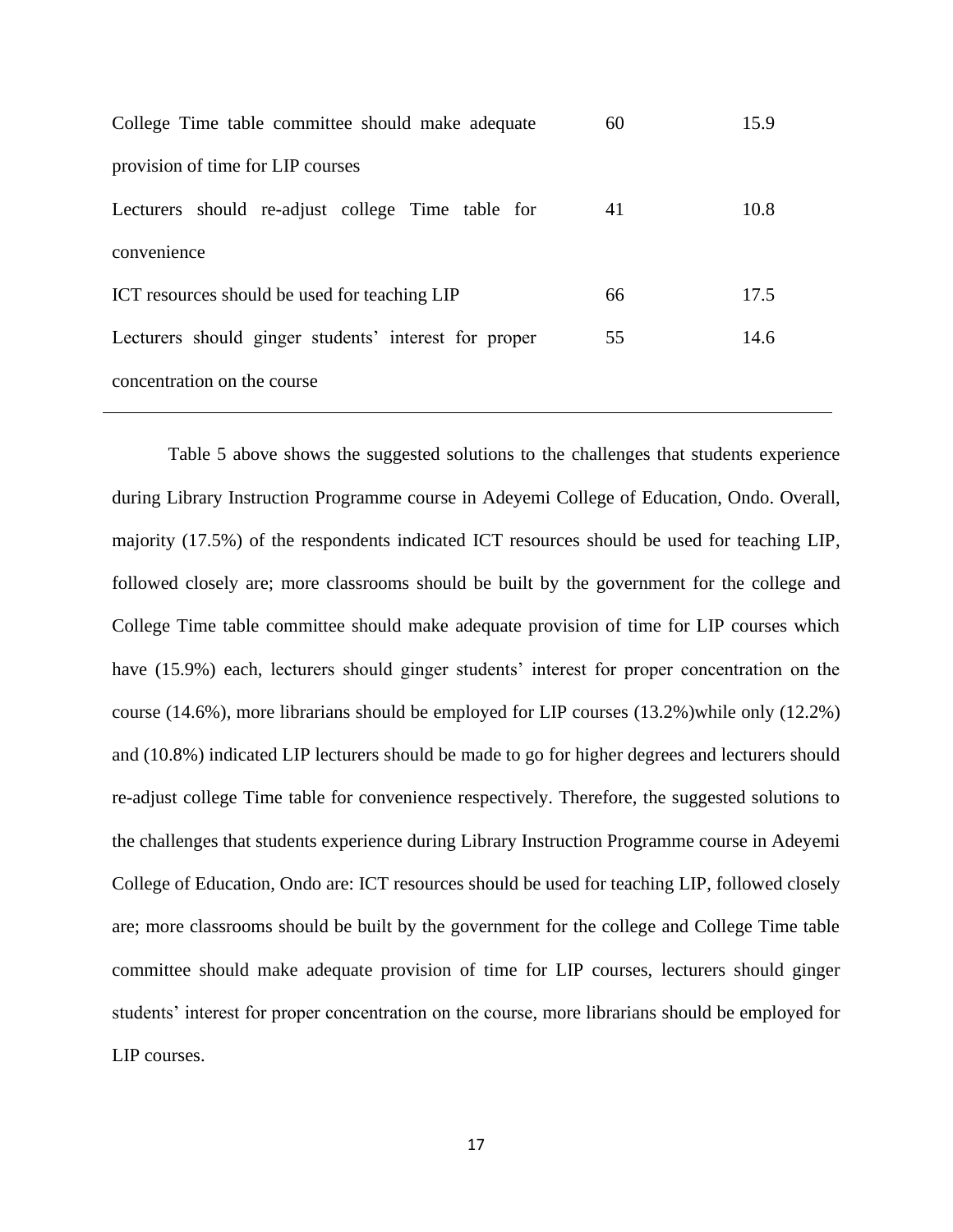| | | |
|---|---|---|
| College Time table committee should make adequate provision of time for LIP courses | 60 | 15.9 |
| Lecturers should re-adjust college Time table for convenience | 41 | 10.8 |
| ICT resources should be used for teaching LIP | 66 | 17.5 |
| Lecturers should ginger students' interest for proper concentration on the course | 55 | 14.6 |

Table 5 above shows the suggested solutions to the challenges that students experience during Library Instruction Programme course in Adeyemi College of Education, Ondo. Overall, majority (17.5%) of the respondents indicated ICT resources should be used for teaching LIP, followed closely are; more classrooms should be built by the government for the college and College Time table committee should make adequate provision of time for LIP courses which have (15.9%) each, lecturers should ginger students' interest for proper concentration on the course (14.6%), more librarians should be employed for LIP courses (13.2%)while only (12.2%) and (10.8%) indicated LIP lecturers should be made to go for higher degrees and lecturers should re-adjust college Time table for convenience respectively. Therefore, the suggested solutions to the challenges that students experience during Library Instruction Programme course in Adeyemi College of Education, Ondo are: ICT resources should be used for teaching LIP, followed closely are; more classrooms should be built by the government for the college and College Time table committee should make adequate provision of time for LIP courses, lecturers should ginger students' interest for proper concentration on the course, more librarians should be employed for LIP courses.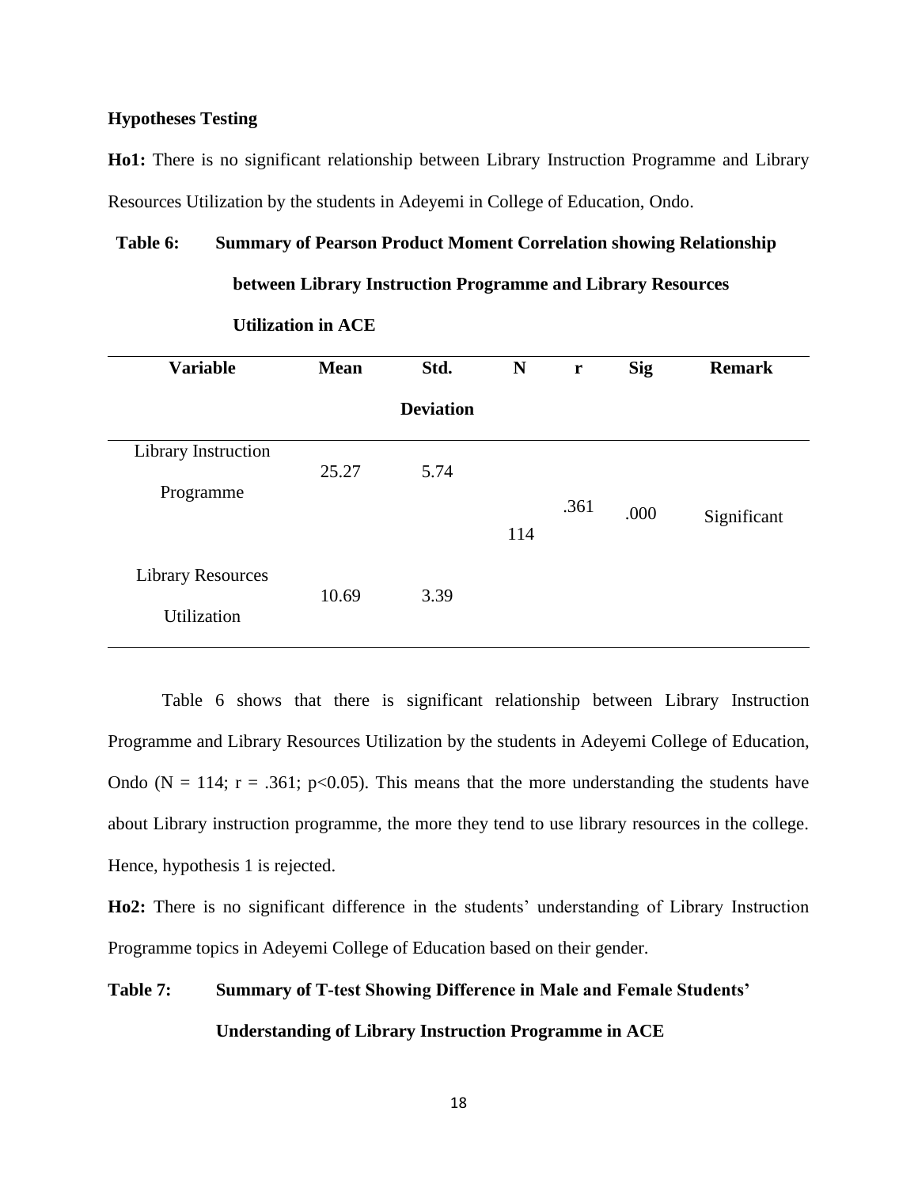**Hypotheses Testing**

**Ho1:** There is no significant relationship between Library Instruction Programme and Library Resources Utilization by the students in Adeyemi in College of Education, Ondo.

**Table 6: Summary of Pearson Product Moment Correlation showing Relationship between Library Instruction Programme and Library Resources Utilization in ACE**

| Variable | Mean | Std. Deviation | N | r | Sig | Remark |
|---|---|---|---|---|---|---|
| Library Instruction Programme | 25.27 | 5.74 | 114 | .361 | .000 | Significant |
| Library Resources Utilization | 10.69 | 3.39 | | | | |

Table 6 shows that there is significant relationship between Library Instruction Programme and Library Resources Utilization by the students in Adeyemi College of Education, Ondo (N = 114; r = .361; $p<0.05$). This means that the more understanding the students have about Library instruction programme, the more they tend to use library resources in the college. Hence, hypothesis 1 is rejected.

**Ho2:** There is no significant difference in the students' understanding of Library Instruction Programme topics in Adeyemi College of Education based on their gender.

**Table 7: Summary of T-test Showing Difference in Male and Female Students' Understanding of Library Instruction Programme in ACE**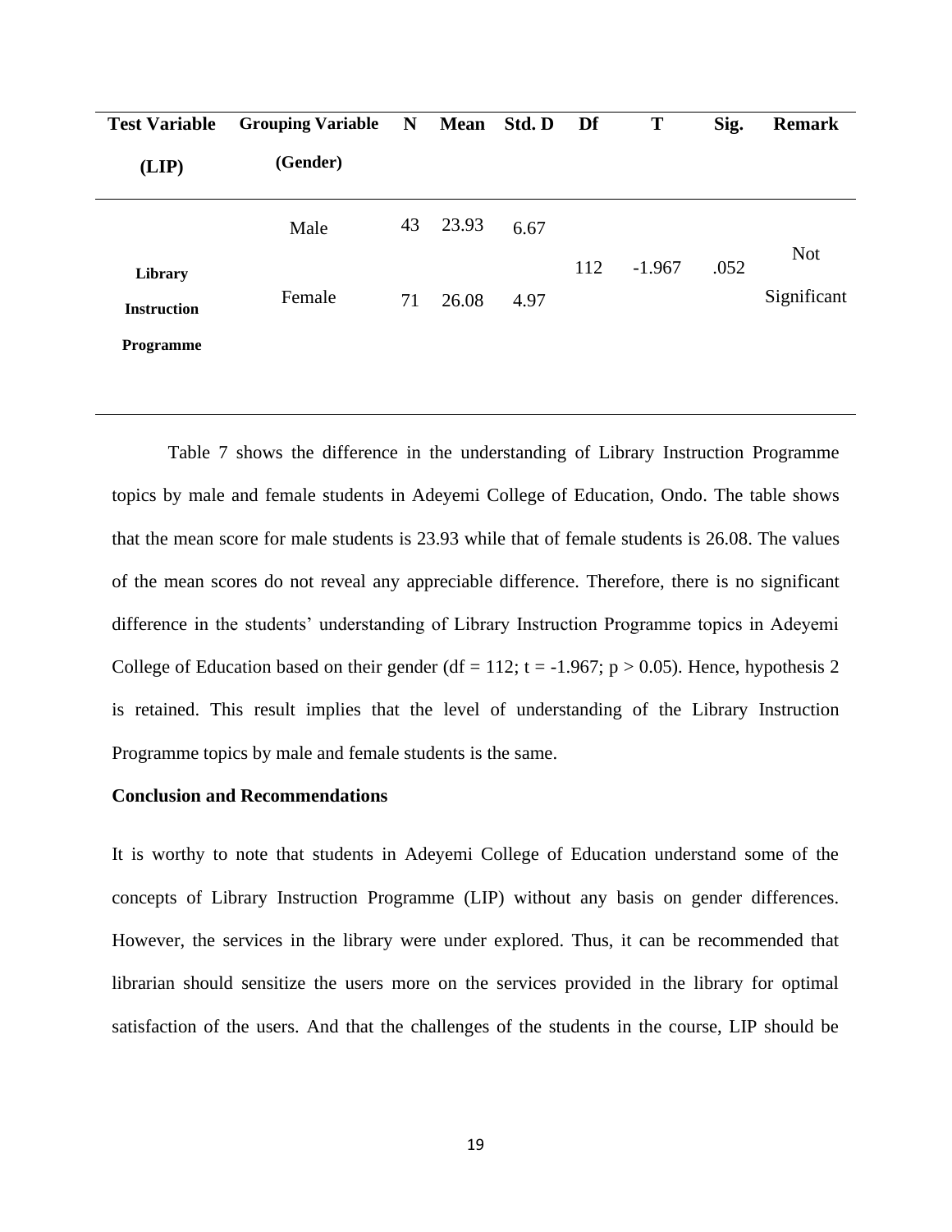| Test Variable (LIP) | Grouping Variable (Gender) | N | Mean | Std. D | Df | T | Sig. | Remark |
|---|---|---|---|---|---|---|---|---|
| Library Instruction Programme | Male | 43 | 23.93 | 6.67 | 112 | -1.967 | .052 | Not Significant |
| | Female | 71 | 26.08 | 4.97 | | | | |

Table 7 shows the difference in the understanding of Library Instruction Programme topics by male and female students in Adeyemi College of Education, Ondo. The table shows that the mean score for male students is 23.93 while that of female students is 26.08. The values of the mean scores do not reveal any appreciable difference. Therefore, there is no significant difference in the students' understanding of Library Instruction Programme topics in Adeyemi College of Education based on their gender (df = 112; t = -1.967; $p > 0.05$). Hence, hypothesis 2 is retained. This result implies that the level of understanding of the Library Instruction Programme topics by male and female students is the same.

**Conclusion and Recommendations**

It is worthy to note that students in Adeyemi College of Education understand some of the concepts of Library Instruction Programme (LIP) without any basis on gender differences. However, the services in the library were under explored. Thus, it can be recommended that librarian should sensitize the users more on the services provided in the library for optimal satisfaction of the users. And that the challenges of the students in the course, LIP should be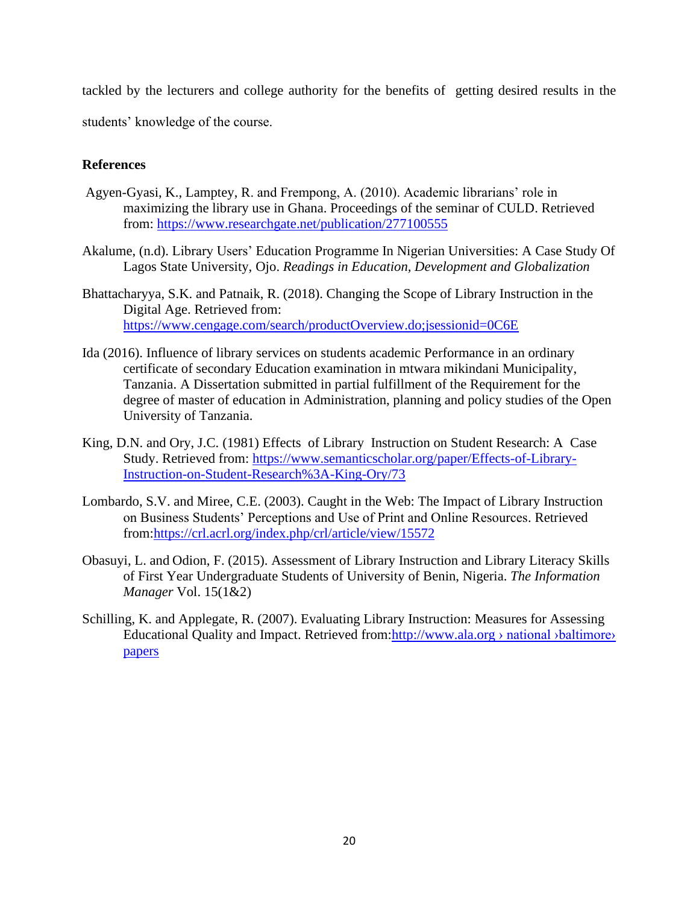tackled by the lecturers and college authority for the benefits of getting desired results in the students' knowledge of the course.

**References**

Agyen-Gyasi, K., Lamptey, R. and Frempong, A. (2010). Academic librarians' role in maximizing the library use in Ghana. Proceedings of the seminar of CULD. Retrieved from: https://www.researchgate.net/publication/277100555

Akalume, (n.d). Library Users' Education Programme In Nigerian Universities: A Case Study Of Lagos State University, Ojo. *Readings in Education, Development and Globalization*

Bhattacharyya, S.K. and Patnaik, R. (2018). Changing the Scope of Library Instruction in the Digital Age. Retrieved from: https://www.cengage.com/search/productOverview.do;jsessionid=0C6E

Ida (2016). Influence of library services on students academic Performance in an ordinary certificate of secondary Education examination in mtwara mikindani Municipality, Tanzania. A Dissertation submitted in partial fulfillment of the Requirement for the degree of master of education in Administration, planning and policy studies of the Open University of Tanzania.

King, D.N. and Ory, J.C. (1981) Effects of Library Instruction on Student Research: A Case Study. Retrieved from: https://www.semanticscholar.org/paper/Effects-of-Library-Instruction-on-Student-Research%3A-King-Ory/73

Lombardo, S.V. and Miree, C.E. (2003). Caught in the Web: The Impact of Library Instruction on Business Students' Perceptions and Use of Print and Online Resources. Retrieved from:https://crl.acrl.org/index.php/crl/article/view/15572

Obasuyi, L. and Odion, F. (2015). Assessment of Library Instruction and Library Literacy Skills of First Year Undergraduate Students of University of Benin, Nigeria. *The Information Manager* Vol. 15(1&2)

Schilling, K. and Applegate, R. (2007). Evaluating Library Instruction: Measures for Assessing Educational Quality and Impact. Retrieved from:http://www.ala.org › national ›baltimore› papers